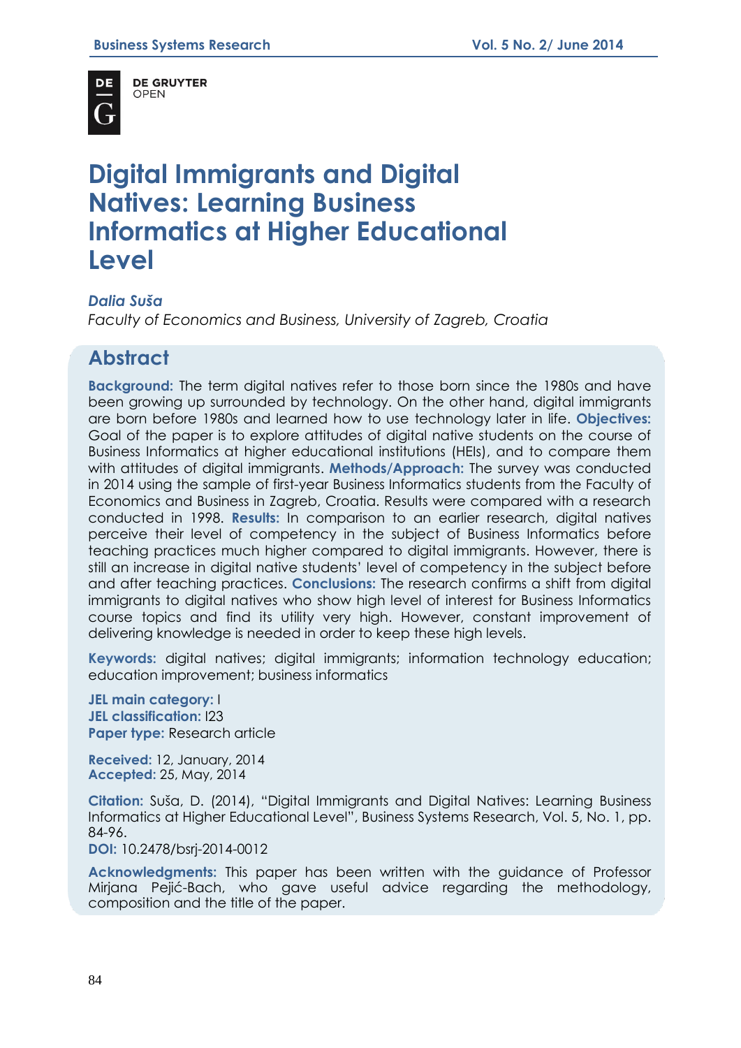# Digital Immigrants and Digital Natives: Learning Business Informatics at Higher Educational Level

*Dalia Suša*

*Faculty of Economics and Business, University of Zagreb, Croatia*

## Abstract

**Background:** The term digital natives refer to those born since the 1980s and have been growing up surrounded by technology. On the other hand, digital immigrants are born before 1980s and learned how to use technology later in life. **Objectives:** Goal of the paper is to explore attitudes of digital native students on the course of Business Informatics at higher educational institutions (HEIs), and to compare them with attitudes of digital immigrants. **Methods/Approach:** The survey was conducted in 2014 using the sample of first-year Business Informatics students from the Faculty of Economics and Business in Zagreb, Croatia. Results were compared with a research conducted in 1998. **Results:** In comparison to an earlier research, digital natives perceive their level of competency in the subject of Business Informatics before teaching practices much higher compared to digital immigrants. However, there is still an increase in digital native students' level of competency in the subject before and after teaching practices. **Conclusions:** The research confirms a shift from digital immigrants to digital natives who show high level of interest for Business Informatics course topics and find its utility very high. However, constant improvement of delivering knowledge is needed in order to keep these high levels.

**Keywords:** digital natives; digital immigrants; information technology education; education improvement; business informatics

**JEL main category:** I
**JEL classification:** I23
**Paper type:** Research article

**Received:** 12, January, 2014
**Accepted:** 25, May, 2014

**Citation:** Suša, D. (2014), "Digital Immigrants and Digital Natives: Learning Business Informatics at Higher Educational Level", Business Systems Research, Vol. 5, No. 1, pp. 84-96.
**DOI:** 10.2478/bsrj-2014-0012

**Acknowledgments:** This paper has been written with the guidance of Professor Mirjana Pejić-Bach, who gave useful advice regarding the methodology, composition and the title of the paper.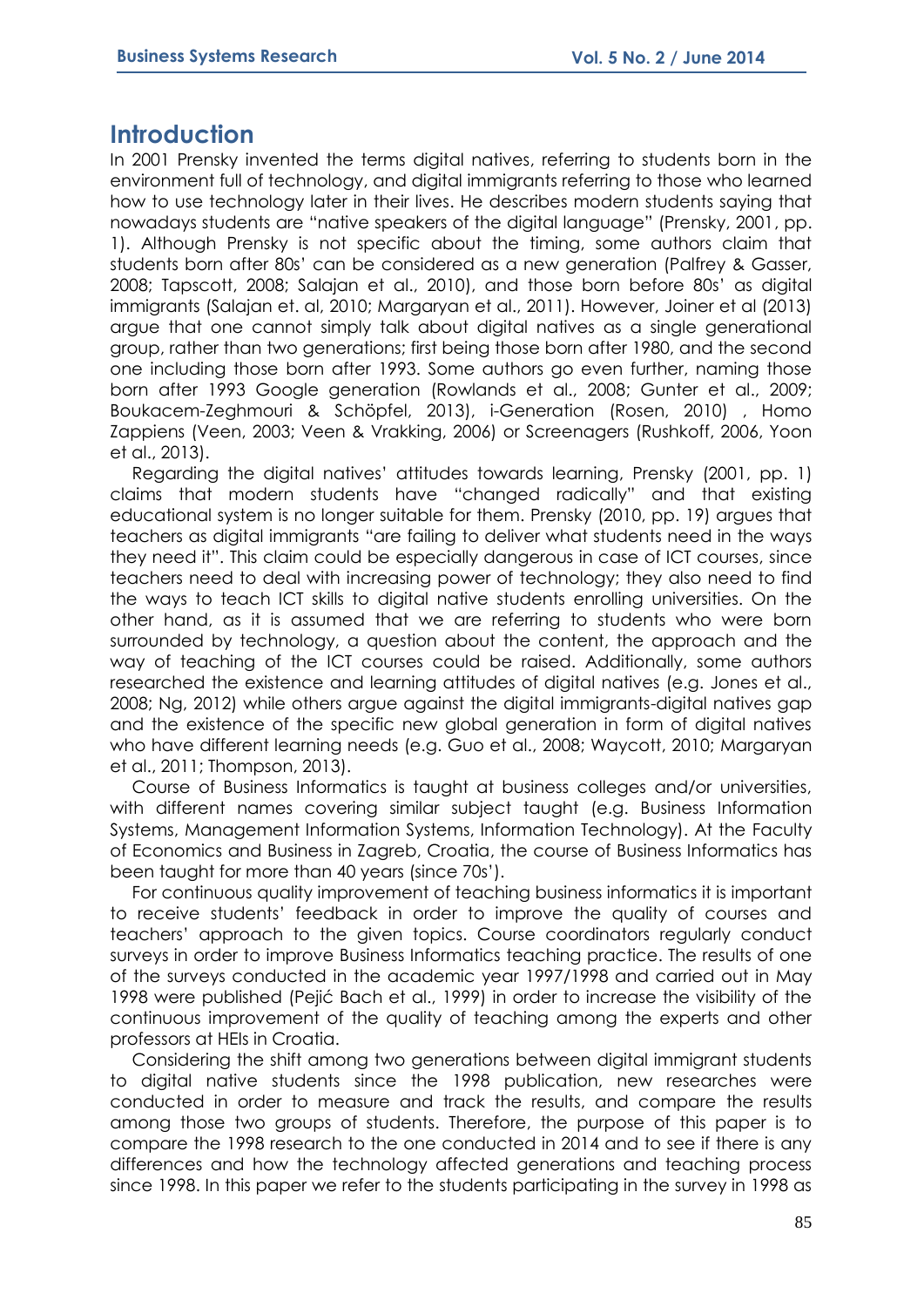## Introduction

In 2001 Prensky invented the terms digital natives, referring to students born in the environment full of technology, and digital immigrants referring to those who learned how to use technology later in their lives. He describes modern students saying that nowadays students are "native speakers of the digital language" (Prensky, 2001, pp. 1). Although Prensky is not specific about the timing, some authors claim that students born after 80s' can be considered as a new generation (Palfrey & Gasser, 2008; Tapscott, 2008; Salajan et al., 2010), and those born before 80s' as digital immigrants (Salajan et. al, 2010; Margaryan et al., 2011). However, Joiner et al (2013) argue that one cannot simply talk about digital natives as a single generational group, rather than two generations; first being those born after 1980, and the second one including those born after 1993. Some authors go even further, naming those born after 1993 Google generation (Rowlands et al., 2008; Gunter et al., 2009; Boukacem-Zeghmouri & Schöpfel, 2013), i-Generation (Rosen, 2010) , Homo Zappiens (Veen, 2003; Veen & Vrakking, 2006) or Screenagers (Rushkoff, 2006, Yoon et al., 2013).

Regarding the digital natives' attitudes towards learning, Prensky (2001, pp. 1) claims that modern students have "changed radically" and that existing educational system is no longer suitable for them. Prensky (2010, pp. 19) argues that teachers as digital immigrants "are failing to deliver what students need in the ways they need it". This claim could be especially dangerous in case of ICT courses, since teachers need to deal with increasing power of technology; they also need to find the ways to teach ICT skills to digital native students enrolling universities. On the other hand, as it is assumed that we are referring to students who were born surrounded by technology, a question about the content, the approach and the way of teaching of the ICT courses could be raised. Additionally, some authors researched the existence and learning attitudes of digital natives (e.g. Jones et al., 2008; Ng, 2012) while others argue against the digital immigrants-digital natives gap and the existence of the specific new global generation in form of digital natives who have different learning needs (e.g. Guo et al., 2008; Waycott, 2010; Margaryan et al., 2011; Thompson, 2013).

Course of Business Informatics is taught at business colleges and/or universities, with different names covering similar subject taught (e.g. Business Information Systems, Management Information Systems, Information Technology). At the Faculty of Economics and Business in Zagreb, Croatia, the course of Business Informatics has been taught for more than 40 years (since 70s').

For continuous quality improvement of teaching business informatics it is important to receive students' feedback in order to improve the quality of courses and teachers' approach to the given topics. Course coordinators regularly conduct surveys in order to improve Business Informatics teaching practice. The results of one of the surveys conducted in the academic year 1997/1998 and carried out in May 1998 were published (Pejić Bach et al., 1999) in order to increase the visibility of the continuous improvement of the quality of teaching among the experts and other professors at HEIs in Croatia.

Considering the shift among two generations between digital immigrant students to digital native students since the 1998 publication, new researches were conducted in order to measure and track the results, and compare the results among those two groups of students. Therefore, the purpose of this paper is to compare the 1998 research to the one conducted in 2014 and to see if there is any differences and how the technology affected generations and teaching process since 1998. In this paper we refer to the students participating in the survey in 1998 as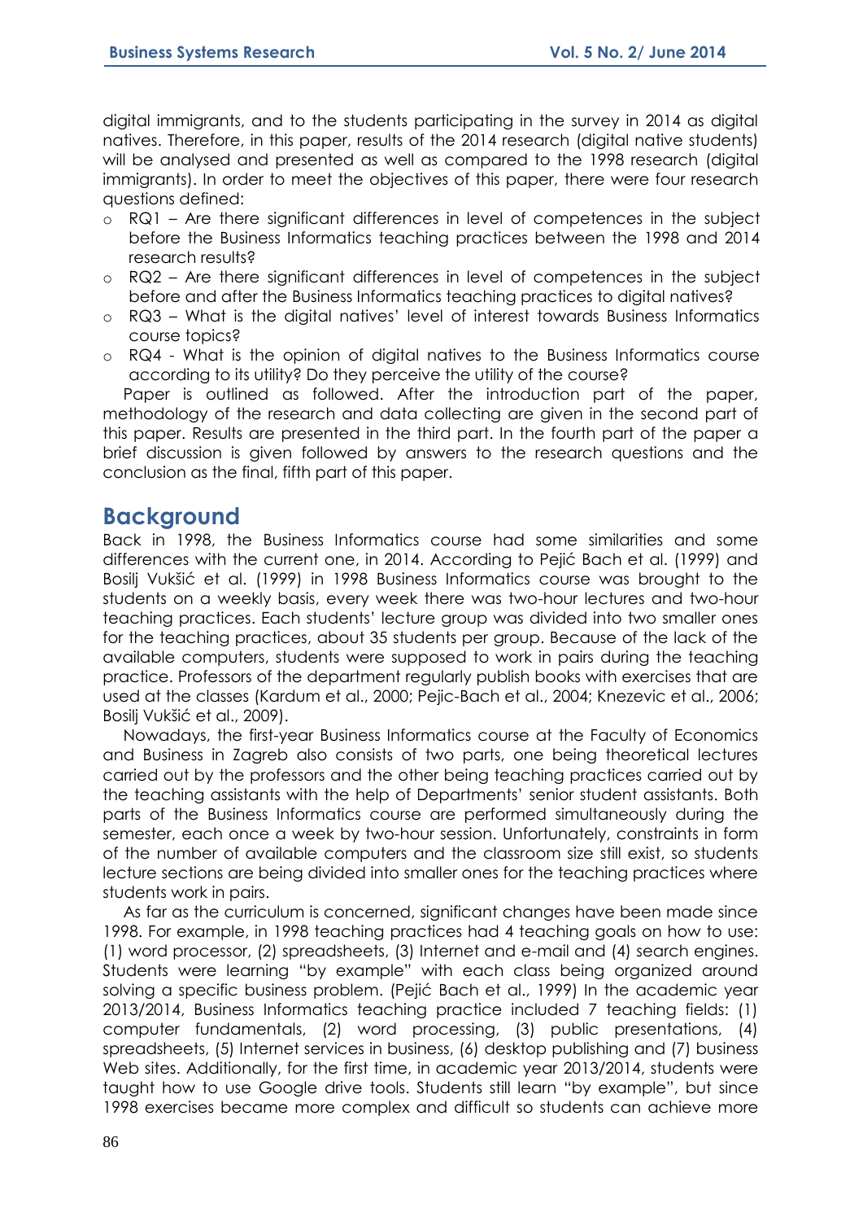digital immigrants, and to the students participating in the survey in 2014 as digital natives. Therefore, in this paper, results of the 2014 research (digital native students) will be analysed and presented as well as compared to the 1998 research (digital immigrants). In order to meet the objectives of this paper, there were four research questions defined:

- RQ1 – Are there significant differences in level of competences in the subject before the Business Informatics teaching practices between the 1998 and 2014 research results?
- RQ2 – Are there significant differences in level of competences in the subject before and after the Business Informatics teaching practices to digital natives?
- RQ3 – What is the digital natives' level of interest towards Business Informatics course topics?
- RQ4 - What is the opinion of digital natives to the Business Informatics course according to its utility? Do they perceive the utility of the course?

Paper is outlined as followed. After the introduction part of the paper, methodology of the research and data collecting are given in the second part of this paper. Results are presented in the third part. In the fourth part of the paper a brief discussion is given followed by answers to the research questions and the conclusion as the final, fifth part of this paper.

## Background

Back in 1998, the Business Informatics course had some similarities and some differences with the current one, in 2014. According to Pejić Bach et al. (1999) and Bosilj Vukšić et al. (1999) in 1998 Business Informatics course was brought to the students on a weekly basis, every week there was two-hour lectures and two-hour teaching practices. Each students' lecture group was divided into two smaller ones for the teaching practices, about 35 students per group. Because of the lack of the available computers, students were supposed to work in pairs during the teaching practice. Professors of the department regularly publish books with exercises that are used at the classes (Kardum et al., 2000; Pejic-Bach et al., 2004; Knezevic et al., 2006; Bosilj Vukšić et al., 2009).

Nowadays, the first-year Business Informatics course at the Faculty of Economics and Business in Zagreb also consists of two parts, one being theoretical lectures carried out by the professors and the other being teaching practices carried out by the teaching assistants with the help of Departments' senior student assistants. Both parts of the Business Informatics course are performed simultaneously during the semester, each once a week by two-hour session. Unfortunately, constraints in form of the number of available computers and the classroom size still exist, so students lecture sections are being divided into smaller ones for the teaching practices where students work in pairs.

As far as the curriculum is concerned, significant changes have been made since 1998. For example, in 1998 teaching practices had 4 teaching goals on how to use: (1) word processor, (2) spreadsheets, (3) Internet and e-mail and (4) search engines. Students were learning "by example" with each class being organized around solving a specific business problem. (Pejić Bach et al., 1999) In the academic year 2013/2014, Business Informatics teaching practice included 7 teaching fields: (1) computer fundamentals, (2) word processing, (3) public presentations, (4) spreadsheets, (5) Internet services in business, (6) desktop publishing and (7) business Web sites. Additionally, for the first time, in academic year 2013/2014, students were taught how to use Google drive tools. Students still learn "by example", but since 1998 exercises became more complex and difficult so students can achieve more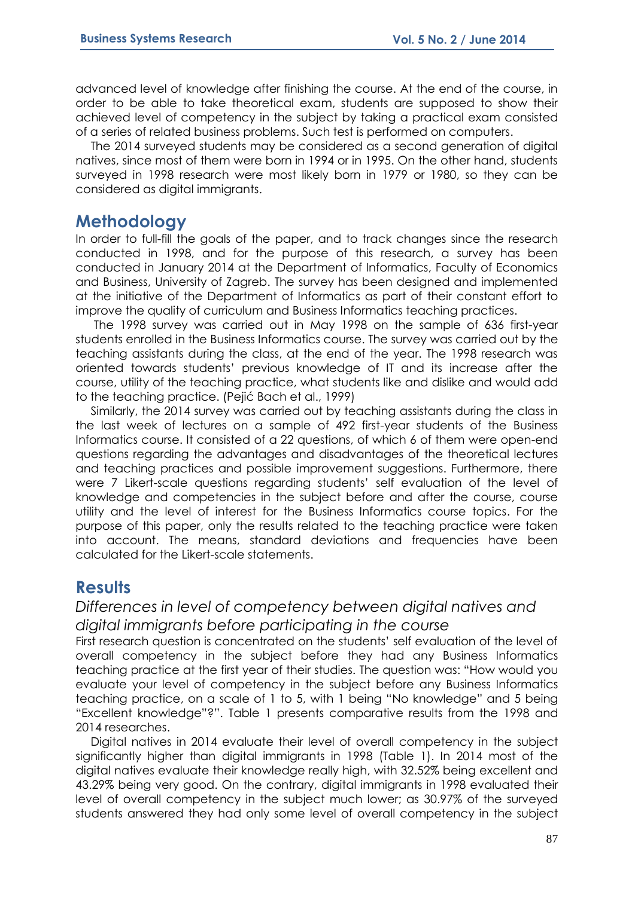advanced level of knowledge after finishing the course. At the end of the course, in order to be able to take theoretical exam, students are supposed to show their achieved level of competency in the subject by taking a practical exam consisted of a series of related business problems. Such test is performed on computers.

The 2014 surveyed students may be considered as a second generation of digital natives, since most of them were born in 1994 or in 1995. On the other hand, students surveyed in 1998 research were most likely born in 1979 or 1980, so they can be considered as digital immigrants.

## Methodology

In order to full-fill the goals of the paper, and to track changes since the research conducted in 1998, and for the purpose of this research, a survey has been conducted in January 2014 at the Department of Informatics, Faculty of Economics and Business, University of Zagreb. The survey has been designed and implemented at the initiative of the Department of Informatics as part of their constant effort to improve the quality of curriculum and Business Informatics teaching practices.

The 1998 survey was carried out in May 1998 on the sample of 636 first-year students enrolled in the Business Informatics course. The survey was carried out by the teaching assistants during the class, at the end of the year. The 1998 research was oriented towards students' previous knowledge of IT and its increase after the course, utility of the teaching practice, what students like and dislike and would add to the teaching practice. (Pejić Bach et al., 1999)

Similarly, the 2014 survey was carried out by teaching assistants during the class in the last week of lectures on a sample of 492 first-year students of the Business Informatics course. It consisted of a 22 questions, of which 6 of them were open-end questions regarding the advantages and disadvantages of the theoretical lectures and teaching practices and possible improvement suggestions. Furthermore, there were 7 Likert-scale questions regarding students' self evaluation of the level of knowledge and competencies in the subject before and after the course, course utility and the level of interest for the Business Informatics course topics. For the purpose of this paper, only the results related to the teaching practice were taken into account. The means, standard deviations and frequencies have been calculated for the Likert-scale statements.

## Results

### *Differences in level of competency between digital natives and digital immigrants before participating in the course*

First research question is concentrated on the students' self evaluation of the level of overall competency in the subject before they had any Business Informatics teaching practice at the first year of their studies. The question was: "How would you evaluate your level of competency in the subject before any Business Informatics teaching practice, on a scale of 1 to 5, with 1 being "No knowledge" and 5 being "Excellent knowledge"?". Table 1 presents comparative results from the 1998 and 2014 researches.

Digital natives in 2014 evaluate their level of overall competency in the subject significantly higher than digital immigrants in 1998 (Table 1). In 2014 most of the digital natives evaluate their knowledge really high, with 32.52% being excellent and 43.29% being very good. On the contrary, digital immigrants in 1998 evaluated their level of overall competency in the subject much lower; as 30.97% of the surveyed students answered they had only some level of overall competency in the subject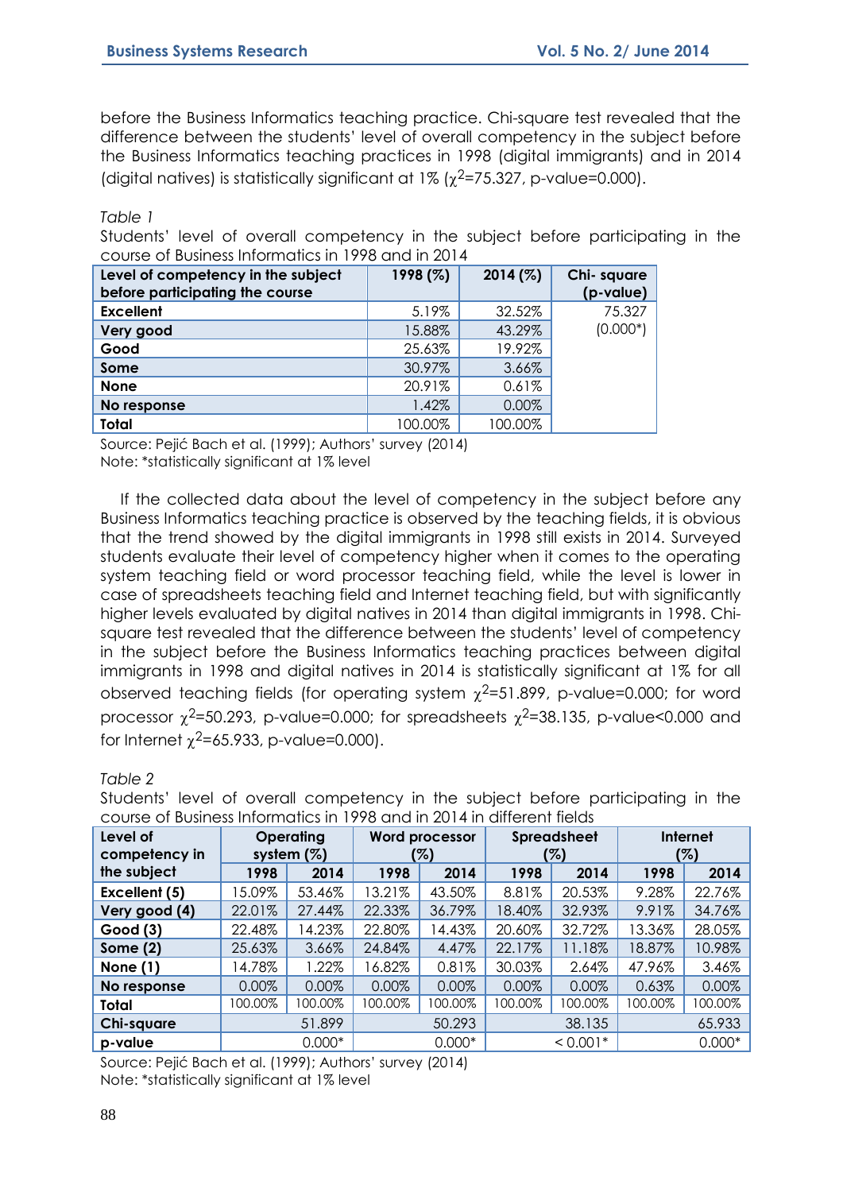before the Business Informatics teaching practice. Chi-square test revealed that the difference between the students' level of overall competency in the subject before the Business Informatics teaching practices in 1998 (digital immigrants) and in 2014 (digital natives) is statistically significant at 1% ($\chi^2$=75.327, p-value=0.000).

*Table 1*

Students' level of overall competency in the subject before participating in the course of Business Informatics in 1998 and in 2014

| Level of competency in the subject before participating the course | 1998 (%) | 2014 (%) | Chi- square (p-value) |
|---|---|---|---|
| **Excellent** | 5.19% | 32.52% | 75.327 |
| **Very good** | 15.88% | 43.29% | (0.000*) |
| **Good** | 25.63% | 19.92% | |
| **Some** | 30.97% | 3.66% | |
| **None** | 20.91% | 0.61% | |
| **No response** | 1.42% | 0.00% | |
| **Total** | 100.00% | 100.00% | |

Source: Pejić Bach et al. (1999); Authors' survey (2014)
Note: *statistically significant at 1% level

If the collected data about the level of competency in the subject before any Business Informatics teaching practice is observed by the teaching fields, it is obvious that the trend showed by the digital immigrants in 1998 still exists in 2014. Surveyed students evaluate their level of competency higher when it comes to the operating system teaching field or word processor teaching field, while the level is lower in case of spreadsheets teaching field and Internet teaching field, but with significantly higher levels evaluated by digital natives in 2014 than digital immigrants in 1998. Chi-square test revealed that the difference between the students' level of competency in the subject before the Business Informatics teaching practices between digital immigrants in 1998 and digital natives in 2014 is statistically significant at 1% for all observed teaching fields (for operating system $\chi^2$=51.899, p-value=0.000; for word processor $\chi^2$=50.293, p-value=0.000; for spreadsheets $\chi^2$=38.135, p-value<0.000 and for Internet $\chi^2$=65.933, p-value=0.000).

*Table 2*

Students' level of overall competency in the subject before participating in the course of Business Informatics in 1998 and in 2014 in different fields

| Level of competency in the subject | Operating system (%) | | Word processor (%) | | Spreadsheet (%) | | Internet (%) | |
|---|---|---|---|---|---|---|---|---|
| | 1998 | 2014 | 1998 | 2014 | 1998 | 2014 | 1998 | 2014 |
| **Excellent (5)** | 15.09% | 53.46% | 13.21% | 43.50% | 8.81% | 20.53% | 9.28% | 22.76% |
| **Very good (4)** | 22.01% | 27.44% | 22.33% | 36.79% | 18.40% | 32.93% | 9.91% | 34.76% |
| **Good (3)** | 22.48% | 14.23% | 22.80% | 14.43% | 20.60% | 32.72% | 13.36% | 28.05% |
| **Some (2)** | 25.63% | 3.66% | 24.84% | 4.47% | 22.17% | 11.18% | 18.87% | 10.98% |
| **None (1)** | 14.78% | 1.22% | 16.82% | 0.81% | 30.03% | 2.64% | 47.96% | 3.46% |
| **No response** | 0.00% | 0.00% | 0.00% | 0.00% | 0.00% | 0.00% | 0.63% | 0.00% |
| **Total** | 100.00% | 100.00% | 100.00% | 100.00% | 100.00% | 100.00% | 100.00% | 100.00% |
| **Chi-square** | 51.899 | | 50.293 | | 38.135 | | 65.933 | |
| **p-value** | 0.000* | | 0.000* | | < 0.001* | | 0.000* | |

Source: Pejić Bach et al. (1999); Authors' survey (2014)
Note: *statistically significant at 1% level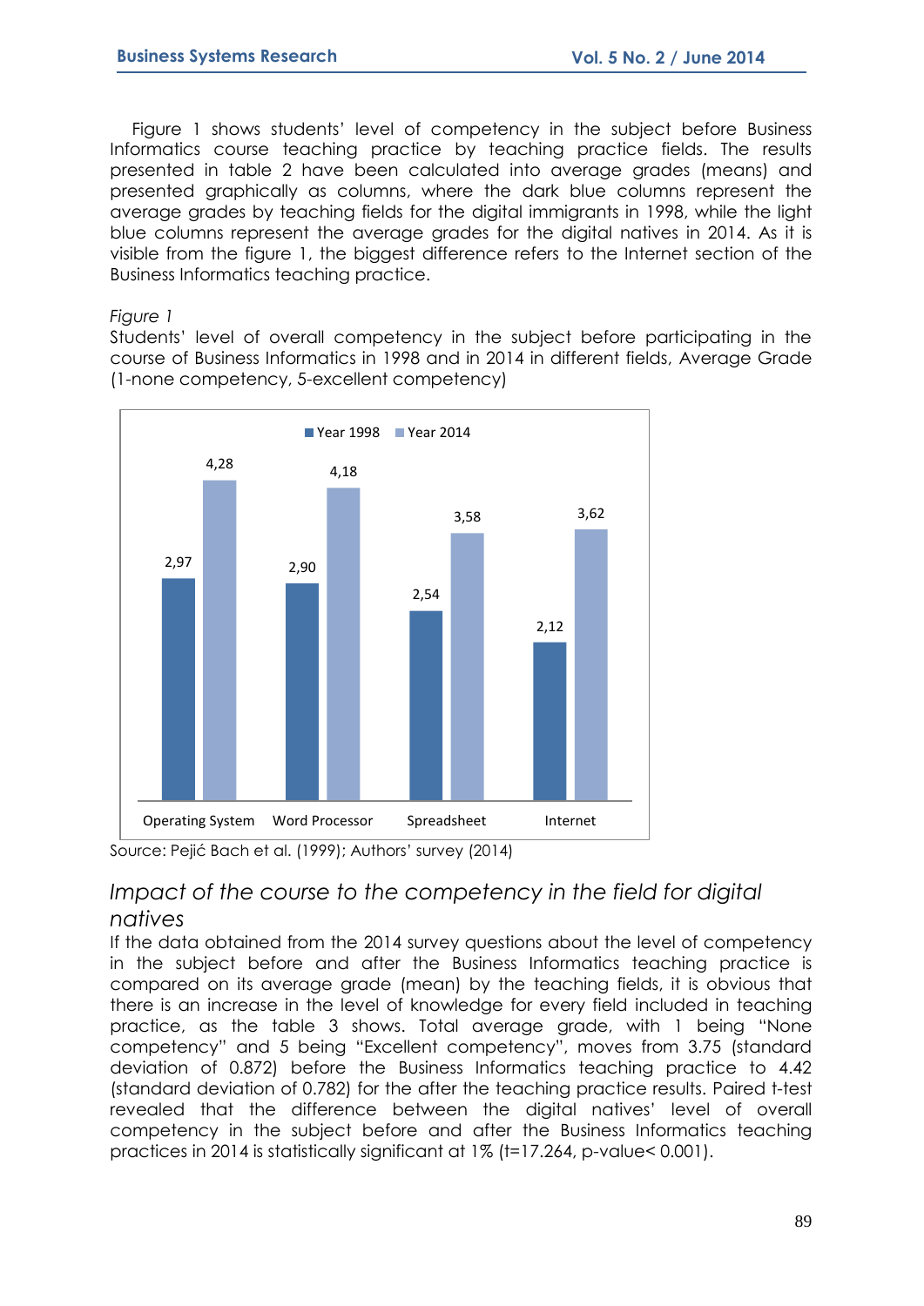Figure 1 shows students' level of competency in the subject before Business Informatics course teaching practice by teaching practice fields. The results presented in table 2 have been calculated into average grades (means) and presented graphically as columns, where the dark blue columns represent the average grades by teaching fields for the digital immigrants in 1998, while the light blue columns represent the average grades for the digital natives in 2014. As it is visible from the figure 1, the biggest difference refers to the Internet section of the Business Informatics teaching practice.

*Figure 1*

Students' level of overall competency in the subject before participating in the course of Business Informatics in 1998 and in 2014 in different fields, Average Grade (1-none competency, 5-excellent competency)

| | Year 1998 | Year 2014 |
|---|---|---|
| Operating System | 2,97 | 4,28 |
| Word Processor | 2,90 | 4,18 |
| Spreadsheet | 2,54 | 3,58 |
| Internet | 2,12 | 3,62 |

Source: Pejić Bach et al. (1999); Authors' survey (2014)

## *Impact of the course to the competency in the field for digital natives*

If the data obtained from the 2014 survey questions about the level of competency in the subject before and after the Business Informatics teaching practice is compared on its average grade (mean) by the teaching fields, it is obvious that there is an increase in the level of knowledge for every field included in teaching practice, as the table 3 shows. Total average grade, with 1 being "None competency" and 5 being "Excellent competency", moves from 3.75 (standard deviation of 0.872) before the Business Informatics teaching practice to 4.42 (standard deviation of 0.782) for the after the teaching practice results. Paired t-test revealed that the difference between the digital natives' level of overall competency in the subject before and after the Business Informatics teaching practices in 2014 is statistically significant at 1% ($t=17.264$, $p\text{-value} < 0.001$).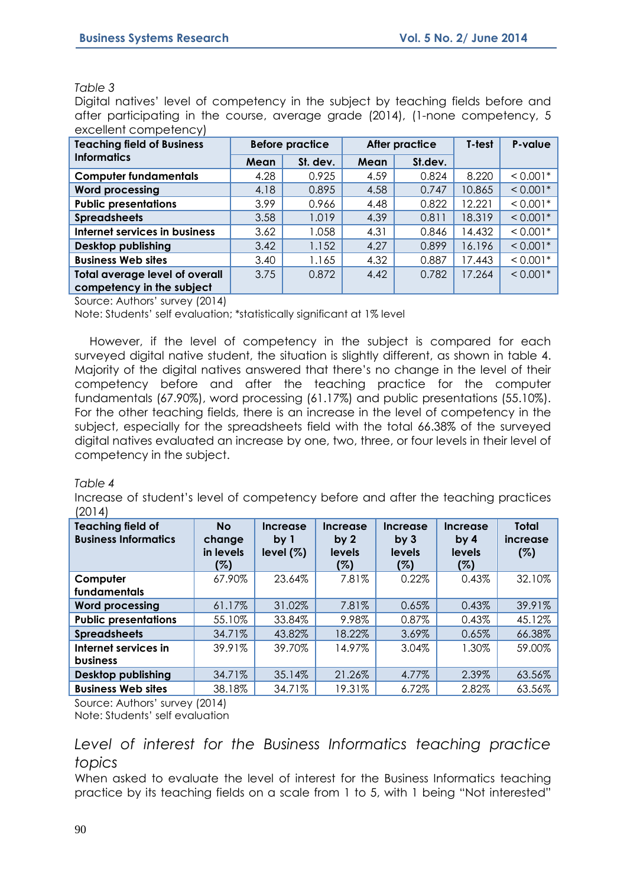*Table 3*

Digital natives' level of competency in the subject by teaching fields before and after participating in the course, average grade (2014), (1-none competency, 5 excellent competency)

| Teaching field of Business Informatics | Before practice | | After practice | | T-test | P-value |
|---|---|---|---|---|---|---|
| | Mean | St. dev. | Mean | St.dev. | | |
| Computer fundamentals | 4.28 | 0.925 | 4.59 | 0.824 | 8.220 | < 0.001* |
| Word processing | 4.18 | 0.895 | 4.58 | 0.747 | 10.865 | < 0.001* |
| Public presentations | 3.99 | 0.966 | 4.48 | 0.822 | 12.221 | < 0.001* |
| Spreadsheets | 3.58 | 1.019 | 4.39 | 0.811 | 18.319 | < 0.001* |
| Internet services in business | 3.62 | 1.058 | 4.31 | 0.846 | 14.432 | < 0.001* |
| Desktop publishing | 3.42 | 1.152 | 4.27 | 0.899 | 16.196 | < 0.001* |
| Business Web sites | 3.40 | 1.165 | 4.32 | 0.887 | 17.443 | < 0.001* |
| Total average level of overall competency in the subject | 3.75 | 0.872 | 4.42 | 0.782 | 17.264 | < 0.001* |

Source: Authors' survey (2014)
Note: Students' self evaluation; *statistically significant at 1% level

However, if the level of competency in the subject is compared for each surveyed digital native student, the situation is slightly different, as shown in table 4. Majority of the digital natives answered that there's no change in the level of their competency before and after the teaching practice for the computer fundamentals (67.90%), word processing (61.17%) and public presentations (55.10%). For the other teaching fields, there is an increase in the level of competency in the subject, especially for the spreadsheets field with the total 66.38% of the surveyed digital natives evaluated an increase by one, two, three, or four levels in their level of competency in the subject.

*Table 4*

Increase of student's level of competency before and after the teaching practices (2014)

| Teaching field of Business Informatics | No change in levels (%) | Increase by 1 level (%) | Increase by 2 levels (%) | Increase by 3 levels (%) | Increase by 4 levels (%) | Total increase (%) |
|---|---|---|---|---|---|---|
| Computer fundamentals | 67.90% | 23.64% | 7.81% | 0.22% | 0.43% | 32.10% |
| Word processing | 61.17% | 31.02% | 7.81% | 0.65% | 0.43% | 39.91% |
| Public presentations | 55.10% | 33.84% | 9.98% | 0.87% | 0.43% | 45.12% |
| Spreadsheets | 34.71% | 43.82% | 18.22% | 3.69% | 0.65% | 66.38% |
| Internet services in business | 39.91% | 39.70% | 14.97% | 3.04% | 1.30% | 59.00% |
| Desktop publishing | 34.71% | 35.14% | 21.26% | 4.77% | 2.39% | 63.56% |
| Business Web sites | 38.18% | 34.71% | 19.31% | 6.72% | 2.82% | 63.56% |

Source: Authors' survey (2014)
Note: Students' self evaluation

## *Level of interest for the Business Informatics teaching practice topics*

When asked to evaluate the level of interest for the Business Informatics teaching practice by its teaching fields on a scale from 1 to 5, with 1 being "Not interested"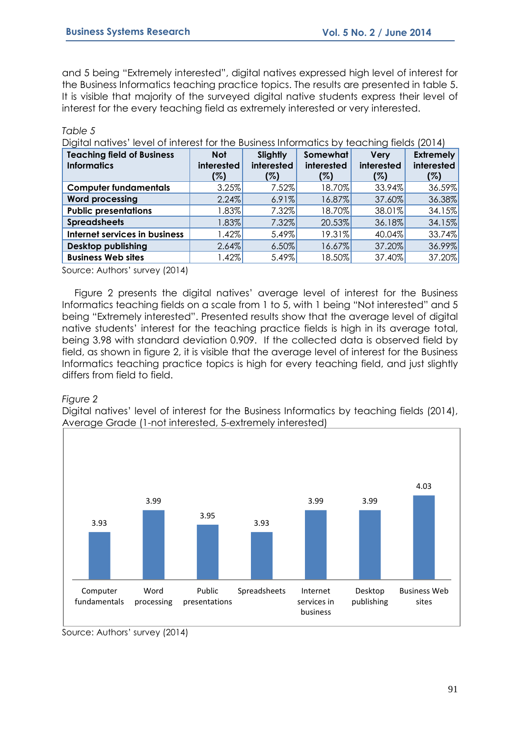and 5 being "Extremely interested", digital natives expressed high level of interest for the Business Informatics teaching practice topics. The results are presented in table 5. It is visible that majority of the surveyed digital native students express their level of interest for the every teaching field as extremely interested or very interested.

*Table 5*

Digital natives' level of interest for the Business Informatics by teaching fields (2014)

| Teaching field of Business Informatics | Not interested (%) | Slightly interested (%) | Somewhat interested (%) | Very interested (%) | Extremely interested (%) |
|---|---|---|---|---|---|
| **Computer fundamentals** | 3.25% | 7.52% | 18.70% | 33.94% | 36.59% |
| **Word processing** | 2.24% | 6.91% | 16.87% | 37.60% | 36.38% |
| **Public presentations** | 1.83% | 7.32% | 18.70% | 38.01% | 34.15% |
| **Spreadsheets** | 1.83% | 7.32% | 20.53% | 36.18% | 34.15% |
| **Internet services in business** | 1.42% | 5.49% | 19.31% | 40.04% | 33.74% |
| **Desktop publishing** | 2.64% | 6.50% | 16.67% | 37.20% | 36.99% |
| **Business Web sites** | 1.42% | 5.49% | 18.50% | 37.40% | 37.20% |

Source: Authors' survey (2014)

Figure 2 presents the digital natives' average level of interest for the Business Informatics teaching fields on a scale from 1 to 5, with 1 being "Not interested" and 5 being "Extremely interested". Presented results show that the average level of digital native students' interest for the teaching practice fields is high in its average total, being 3.98 with standard deviation 0.909. If the collected data is observed field by field, as shown in figure 2, it is visible that the average level of interest for the Business Informatics teaching practice topics is high for every teaching field, and just slightly differs from field to field.

*Figure 2*

Digital natives' level of interest for the Business Informatics by teaching fields (2014), Average Grade (1-not interested, 5-extremely interested)

| Computer fundamentals | Word processing | Public presentations | Spreadsheets | Internet services in business | Desktop publishing | Business Web sites |
|---|---|---|---|---|---|---|
| 3.93 | 3.99 | 3.95 | 3.93 | 3.99 | 3.99 | 4.03 |

Source: Authors' survey (2014)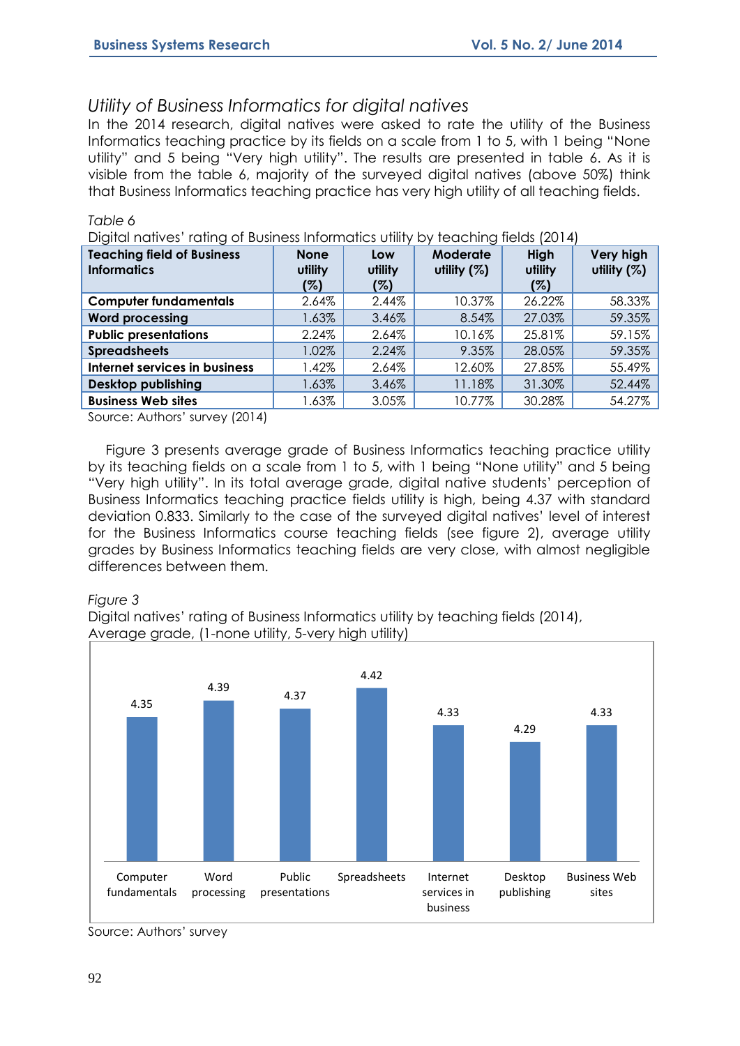## *Utility of Business Informatics for digital natives*

In the 2014 research, digital natives were asked to rate the utility of the Business Informatics teaching practice by its fields on a scale from 1 to 5, with 1 being "None utility" and 5 being "Very high utility". The results are presented in table 6. As it is visible from the table 6, majority of the surveyed digital natives (above 50%) think that Business Informatics teaching practice has very high utility of all teaching fields.

*Table 6*

Digital natives' rating of Business Informatics utility by teaching fields (2014)

| Teaching field of Business Informatics | None utility (%) | Low utility (%) | Moderate utility (%) | High utility (%) | Very high utility (%) |
|---|---|---|---|---|---|
| **Computer fundamentals** | 2.64% | 2.44% | 10.37% | 26.22% | 58.33% |
| **Word processing** | 1.63% | 3.46% | 8.54% | 27.03% | 59.35% |
| **Public presentations** | 2.24% | 2.64% | 10.16% | 25.81% | 59.15% |
| **Spreadsheets** | 1.02% | 2.24% | 9.35% | 28.05% | 59.35% |
| **Internet services in business** | 1.42% | 2.64% | 12.60% | 27.85% | 55.49% |
| **Desktop publishing** | 1.63% | 3.46% | 11.18% | 31.30% | 52.44% |
| **Business Web sites** | 1.63% | 3.05% | 10.77% | 30.28% | 54.27% |

Source: Authors' survey (2014)

Figure 3 presents average grade of Business Informatics teaching practice utility by its teaching fields on a scale from 1 to 5, with 1 being "None utility" and 5 being "Very high utility". In its total average grade, digital native students' perception of Business Informatics teaching practice fields utility is high, being 4.37 with standard deviation 0.833. Similarly to the case of the surveyed digital natives' level of interest for the Business Informatics course teaching fields (see figure 2), average utility grades by Business Informatics teaching fields are very close, with almost negligible differences between them.

*Figure 3*

Digital natives' rating of Business Informatics utility by teaching fields (2014), Average grade, (1-none utility, 5-very high utility)

| Teaching field | Average grade |
|---|---|
| Computer fundamentals | 4.35 |
| Word processing | 4.39 |
| Public presentations | 4.37 |
| Spreadsheets | 4.42 |
| Internet services in business | 4.33 |
| Desktop publishing | 4.29 |
| Business Web sites | 4.33 |

Source: Authors' survey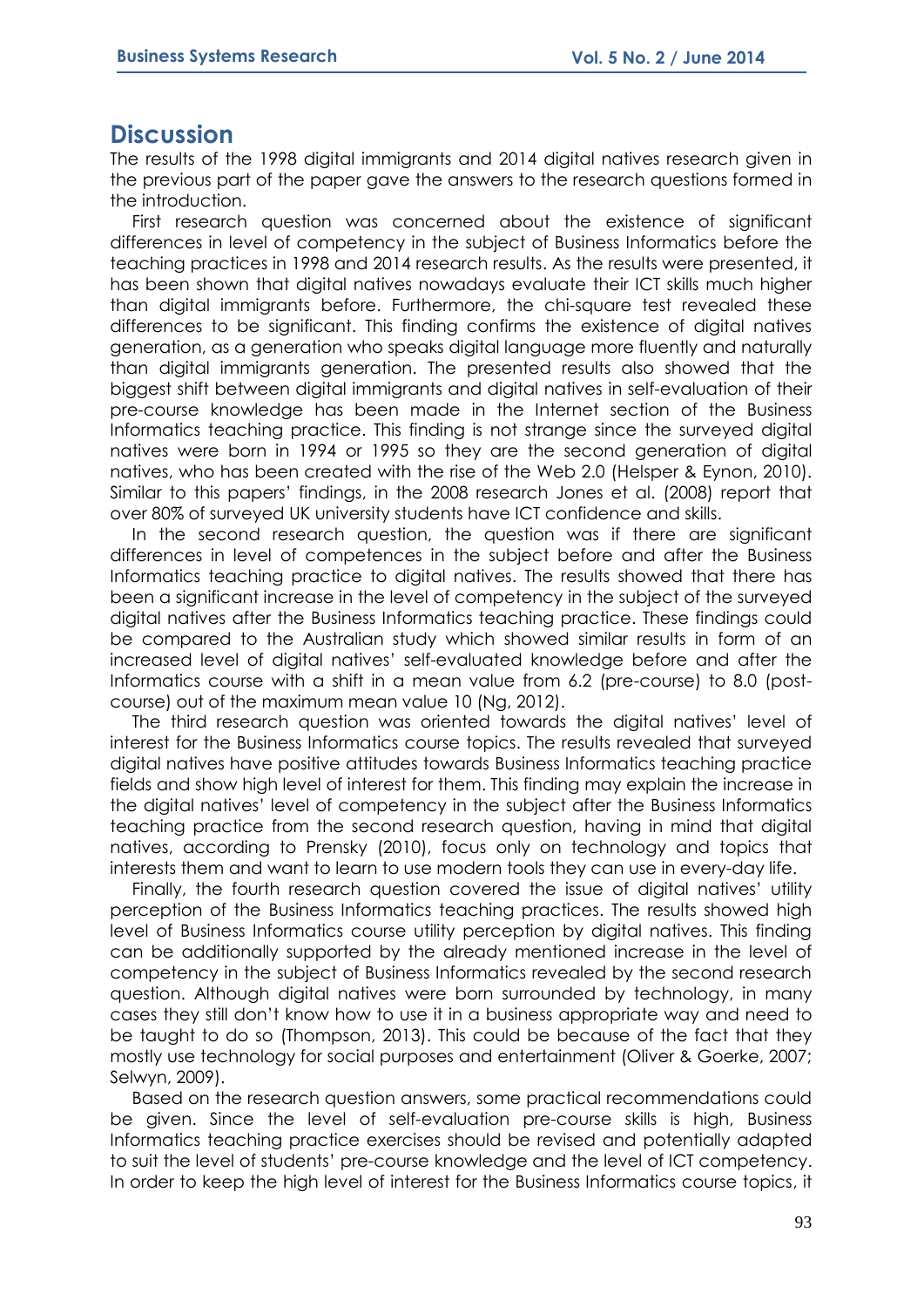# Discussion

The results of the 1998 digital immigrants and 2014 digital natives research given in the previous part of the paper gave the answers to the research questions formed in the introduction.

First research question was concerned about the existence of significant differences in level of competency in the subject of Business Informatics before the teaching practices in 1998 and 2014 research results. As the results were presented, it has been shown that digital natives nowadays evaluate their ICT skills much higher than digital immigrants before. Furthermore, the chi-square test revealed these differences to be significant. This finding confirms the existence of digital natives generation, as a generation who speaks digital language more fluently and naturally than digital immigrants generation. The presented results also showed that the biggest shift between digital immigrants and digital natives in self-evaluation of their pre-course knowledge has been made in the Internet section of the Business Informatics teaching practice. This finding is not strange since the surveyed digital natives were born in 1994 or 1995 so they are the second generation of digital natives, who has been created with the rise of the Web 2.0 (Helsper & Eynon, 2010). Similar to this papers' findings, in the 2008 research Jones et al. (2008) report that over 80% of surveyed UK university students have ICT confidence and skills.

In the second research question, the question was if there are significant differences in level of competences in the subject before and after the Business Informatics teaching practice to digital natives. The results showed that there has been a significant increase in the level of competency in the subject of the surveyed digital natives after the Business Informatics teaching practice. These findings could be compared to the Australian study which showed similar results in form of an increased level of digital natives' self-evaluated knowledge before and after the Informatics course with a shift in a mean value from 6.2 (pre-course) to 8.0 (post-course) out of the maximum mean value 10 (Ng, 2012).

The third research question was oriented towards the digital natives' level of interest for the Business Informatics course topics. The results revealed that surveyed digital natives have positive attitudes towards Business Informatics teaching practice fields and show high level of interest for them. This finding may explain the increase in the digital natives' level of competency in the subject after the Business Informatics teaching practice from the second research question, having in mind that digital natives, according to Prensky (2010), focus only on technology and topics that interests them and want to learn to use modern tools they can use in every-day life.

Finally, the fourth research question covered the issue of digital natives' utility perception of the Business Informatics teaching practices. The results showed high level of Business Informatics course utility perception by digital natives. This finding can be additionally supported by the already mentioned increase in the level of competency in the subject of Business Informatics revealed by the second research question. Although digital natives were born surrounded by technology, in many cases they still don't know how to use it in a business appropriate way and need to be taught to do so (Thompson, 2013). This could be because of the fact that they mostly use technology for social purposes and entertainment (Oliver & Goerke, 2007; Selwyn, 2009).

Based on the research question answers, some practical recommendations could be given. Since the level of self-evaluation pre-course skills is high, Business Informatics teaching practice exercises should be revised and potentially adapted to suit the level of students' pre-course knowledge and the level of ICT competency. In order to keep the high level of interest for the Business Informatics course topics, it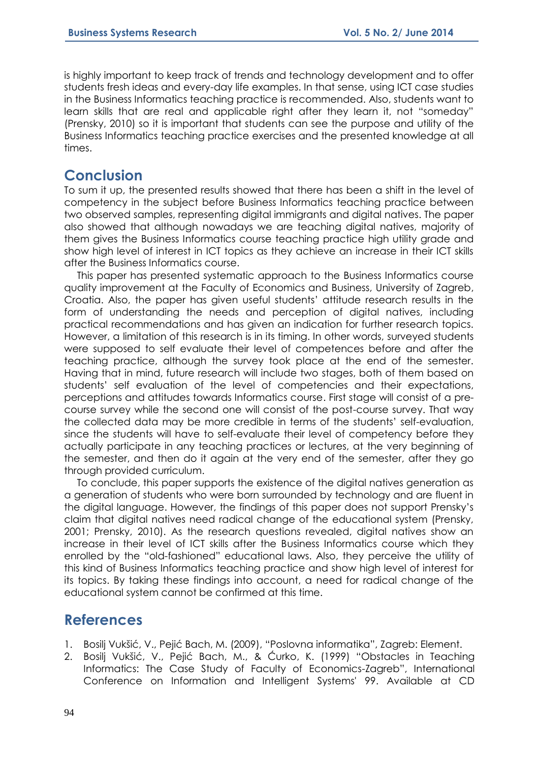is highly important to keep track of trends and technology development and to offer students fresh ideas and every-day life examples. In that sense, using ICT case studies in the Business Informatics teaching practice is recommended. Also, students want to learn skills that are real and applicable right after they learn it, not "someday" (Prensky, 2010) so it is important that students can see the purpose and utility of the Business Informatics teaching practice exercises and the presented knowledge at all times.

## Conclusion

To sum it up, the presented results showed that there has been a shift in the level of competency in the subject before Business Informatics teaching practice between two observed samples, representing digital immigrants and digital natives. The paper also showed that although nowadays we are teaching digital natives, majority of them gives the Business Informatics course teaching practice high utility grade and show high level of interest in ICT topics as they achieve an increase in their ICT skills after the Business Informatics course.

This paper has presented systematic approach to the Business Informatics course quality improvement at the Faculty of Economics and Business, University of Zagreb, Croatia. Also, the paper has given useful students' attitude research results in the form of understanding the needs and perception of digital natives, including practical recommendations and has given an indication for further research topics. However, a limitation of this research is in its timing. In other words, surveyed students were supposed to self evaluate their level of competences before and after the teaching practice, although the survey took place at the end of the semester. Having that in mind, future research will include two stages, both of them based on students' self evaluation of the level of competencies and their expectations, perceptions and attitudes towards Informatics course. First stage will consist of a pre-course survey while the second one will consist of the post-course survey. That way the collected data may be more credible in terms of the students' self-evaluation, since the students will have to self-evaluate their level of competency before they actually participate in any teaching practices or lectures, at the very beginning of the semester, and then do it again at the very end of the semester, after they go through provided curriculum.

To conclude, this paper supports the existence of the digital natives generation as a generation of students who were born surrounded by technology and are fluent in the digital language. However, the findings of this paper does not support Prensky's claim that digital natives need radical change of the educational system (Prensky, 2001; Prensky, 2010). As the research questions revealed, digital natives show an increase in their level of ICT skills after the Business Informatics course which they enrolled by the "old-fashioned" educational laws. Also, they perceive the utility of this kind of Business Informatics teaching practice and show high level of interest for its topics. By taking these findings into account, a need for radical change of the educational system cannot be confirmed at this time.

## References

1. Bosilj Vukšić, V., Pejić Bach, M. (2009), "Poslovna informatika", Zagreb: Element.
2. Bosilj Vukšić, V., Pejić Bach, M., & Ćurko, K. (1999) "Obstacles in Teaching Informatics: The Case Study of Faculty of Economics-Zagreb", International Conference on Information and Intelligent Systems' 99. Available at CD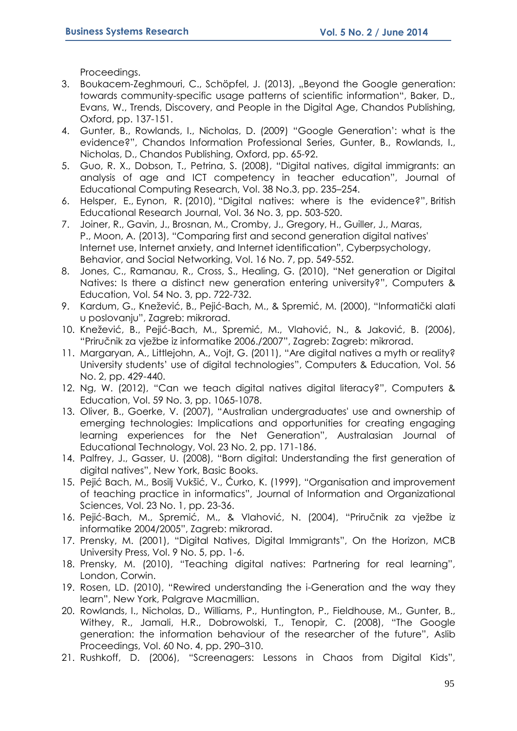Proceedings.

3. Boukacem-Zeghmouri, C., Schöpfel, J. (2013), „Beyond the Google generation: towards community-specific usage patterns of scientific information", Baker, D., Evans, W., Trends, Discovery, and People in the Digital Age, Chandos Publishing, Oxford, pp. 137-151.
4. Gunter, B., Rowlands, I., Nicholas, D. (2009) "Google Generation': what is the evidence?", Chandos Information Professional Series, Gunter, B., Rowlands, I., Nicholas, D., Chandos Publishing, Oxford, pp. 65-92.
5. Guo, R. X., Dobson, T., Petrina, S. (2008), "Digital natives, digital immigrants: an analysis of age and ICT competency in teacher education", Journal of Educational Computing Research, Vol. 38 No.3, pp. 235–254.
6. Helsper, E., Eynon, R. (2010), "Digital natives: where is the evidence?", British Educational Research Journal, Vol. 36 No. 3, pp. 503-520.
7. Joiner, R., Gavin, J., Brosnan, M., Cromby, J., Gregory, H., Guiller, J., Maras, P., Moon, A. (2013), "Comparing first and second generation digital natives' Internet use, Internet anxiety, and Internet identification", Cyberpsychology, Behavior, and Social Networking, Vol. 16 No. 7, pp. 549-552.
8. Jones, C., Ramanau, R., Cross, S., Healing, G. (2010), "Net generation or Digital Natives: Is there a distinct new generation entering university?", Computers & Education, Vol. 54 No. 3, pp. 722-732.
9. Kardum, G., Knežević, B., Pejić-Bach, M., & Spremić, M. (2000), "Informatički alati u poslovanju", Zagreb: mikrorad.
10. Knežević, B., Pejić-Bach, M., Spremić, M., Vlahović, N., & Jaković, B. (2006), "Priručnik za vježbe iz informatike 2006./2007", Zagreb: Zagreb: mikrorad.
11. Margaryan, A., Littlejohn, A., Vojt, G. (2011), "Are digital natives a myth or reality? University students' use of digital technologies", Computers & Education, Vol. 56 No. 2, pp. 429-440.
12. Ng, W. (2012), "Can we teach digital natives digital literacy?", Computers & Education, Vol. 59 No. 3, pp. 1065-1078.
13. Oliver, B., Goerke, V. (2007), "Australian undergraduates' use and ownership of emerging technologies: Implications and opportunities for creating engaging learning experiences for the Net Generation", Australasian Journal of Educational Technology, Vol. 23 No. 2, pp. 171-186.
14. Palfrey, J., Gasser, U. (2008), "Born digital: Understanding the first generation of digital natives", New York, Basic Books.
15. Pejić Bach, M., Bosilj Vukšić, V., Ćurko, K. (1999), "Organisation and improvement of teaching practice in informatics", Journal of Information and Organizational Sciences, Vol. 23 No. 1, pp. 23-36.
16. Pejić-Bach, M., Spremić, M., & Vlahović, N. (2004), "Priručnik za vježbe iz informatike 2004/2005", Zagreb: mikrorad.
17. Prensky, M. (2001), "Digital Natives, Digital Immigrants", On the Horizon, MCB University Press, Vol. 9 No. 5, pp. 1-6.
18. Prensky, M. (2010), "Teaching digital natives: Partnering for real learning", London, Corwin.
19. Rosen, LD. (2010), "Rewired understanding the i-Generation and the way they learn", New York, Palgrave Macmillian.
20. Rowlands, I., Nicholas, D., Williams, P., Huntington, P., Fieldhouse, M., Gunter, B., Withey, R., Jamali, H.R., Dobrowolski, T., Tenopir, C. (2008), "The Google generation: the information behaviour of the researcher of the future", Aslib Proceedings, Vol. 60 No. 4, pp. 290–310.
21. Rushkoff, D. (2006), "Screenagers: Lessons in Chaos from Digital Kids",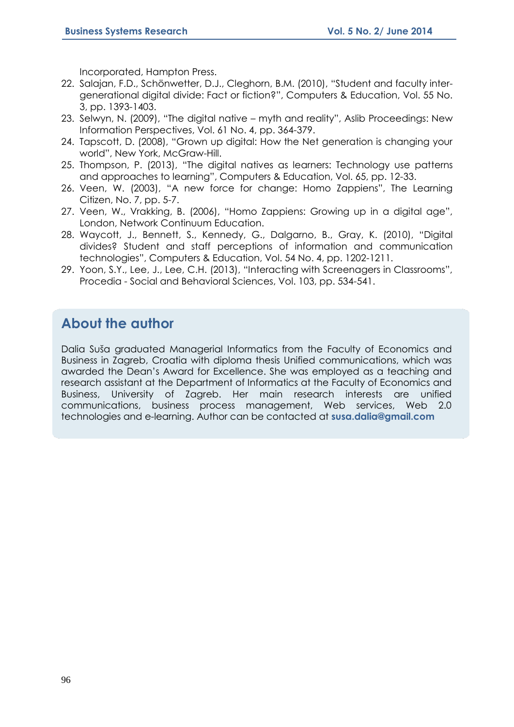Incorporated, Hampton Press.

22. Salajan, F.D., Schönwetter, D.J., Cleghorn, B.M. (2010), "Student and faculty inter-generational digital divide: Fact or fiction?", Computers & Education, Vol. 55 No. 3, pp. 1393-1403.
23. Selwyn, N. (2009), "The digital native – myth and reality", Aslib Proceedings: New Information Perspectives, Vol. 61 No. 4, pp. 364-379.
24. Tapscott, D. (2008), "Grown up digital: How the Net generation is changing your world", New York, McGraw-Hill.
25. Thompson, P. (2013), "The digital natives as learners: Technology use patterns and approaches to learning", Computers & Education, Vol. 65, pp. 12-33.
26. Veen, W. (2003), "A new force for change: Homo Zappiens", The Learning Citizen, No. 7, pp. 5-7.
27. Veen, W., Vrakking, B. (2006), "Homo Zappiens: Growing up in a digital age", London, Network Continuum Education.
28. Waycott, J., Bennett, S., Kennedy, G., Dalgarno, B., Gray, K. (2010), "Digital divides? Student and staff perceptions of information and communication technologies", Computers & Education, Vol. 54 No. 4, pp. 1202-1211.
29. Yoon, S.Y., Lee, J., Lee, C.H. (2013), "Interacting with Screenagers in Classrooms", Procedia - Social and Behavioral Sciences, Vol. 103, pp. 534-541.

## About the author

Dalia Suša graduated Managerial Informatics from the Faculty of Economics and Business in Zagreb, Croatia with diploma thesis Unified communications, which was awarded the Dean's Award for Excellence. She was employed as a teaching and research assistant at the Department of Informatics at the Faculty of Economics and Business, University of Zagreb. Her main research interests are unified communications, business process management, Web services, Web 2.0 technologies and e-learning. Author can be contacted at **susa.dalia@gmail.com**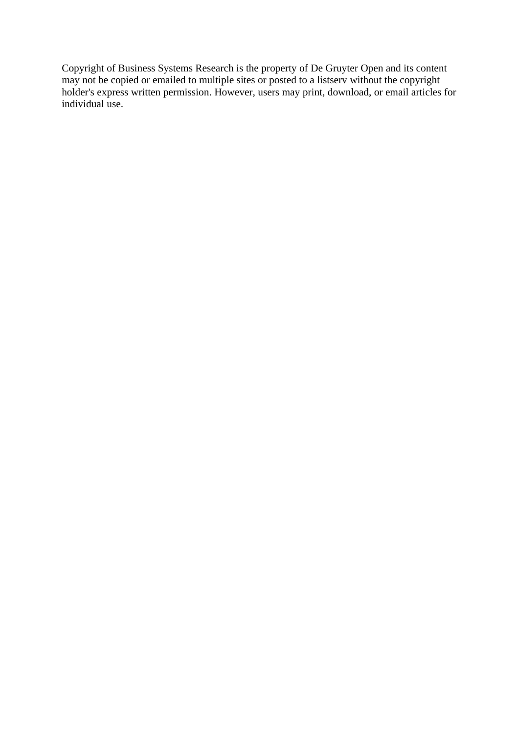Copyright of Business Systems Research is the property of De Gruyter Open and its content may not be copied or emailed to multiple sites or posted to a listserv without the copyright holder's express written permission. However, users may print, download, or email articles for individual use.